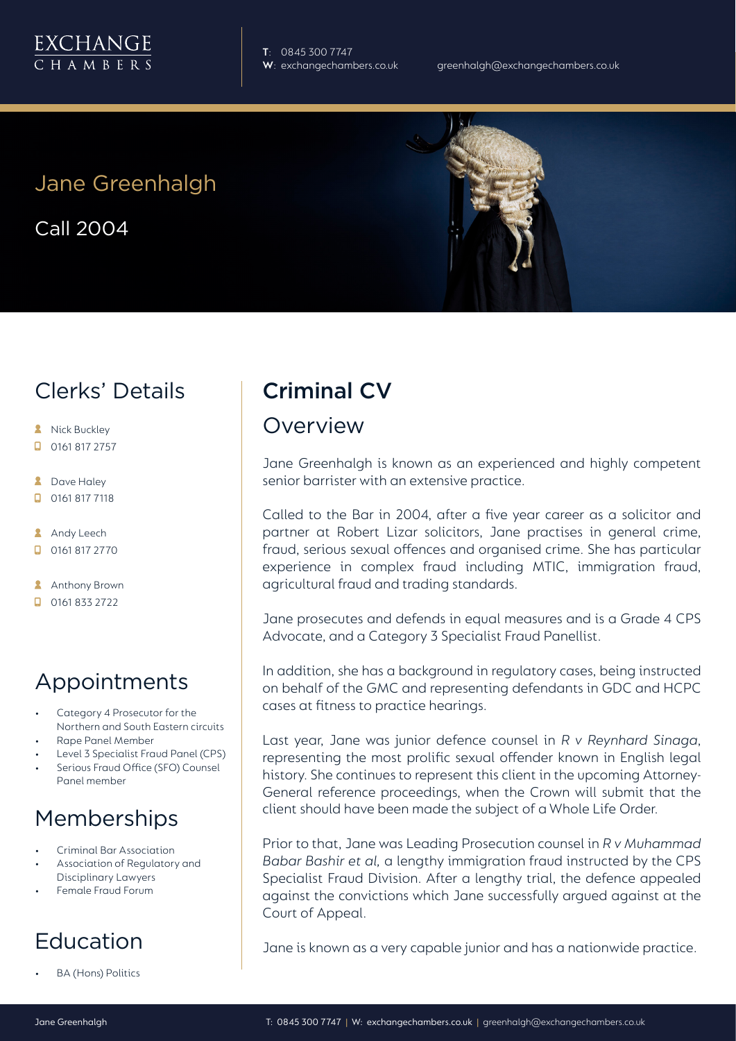EXCHANGE CHAMBERS

**T**: 0845 300 7747
**W**: exchangechambers.co.uk

greenhalgh@exchangechambers.co.uk

# Jane Greenhalgh

Call 2004

## Clerks' Details

- Nick Buckley
- 0161 817 2757
- Dave Haley
- 0161 817 7118
- Andy Leech
- 0161 817 2770
- Anthony Brown
- 0161 833 2722

## Appointments

- Category 4 Prosecutor for the Northern and South Eastern circuits
- Rape Panel Member
- Level 3 Specialist Fraud Panel (CPS)
- Serious Fraud Office (SFO) Counsel Panel member

## Memberships

- Criminal Bar Association
- Association of Regulatory and Disciplinary Lawyers
- Female Fraud Forum

## Education

- BA (Hons) Politics

## Criminal CV

### Overview

Jane Greenhalgh is known as an experienced and highly competent senior barrister with an extensive practice.

Called to the Bar in 2004, after a five year career as a solicitor and partner at Robert Lizar solicitors, Jane practises in general crime, fraud, serious sexual offences and organised crime. She has particular experience in complex fraud including MTIC, immigration fraud, agricultural fraud and trading standards.

Jane prosecutes and defends in equal measures and is a Grade 4 CPS Advocate, and a Category 3 Specialist Fraud Panellist.

In addition, she has a background in regulatory cases, being instructed on behalf of the GMC and representing defendants in GDC and HCPC cases at fitness to practice hearings.

Last year, Jane was junior defence counsel in *R v Reynhard Sinaga*, representing the most prolific sexual offender known in English legal history. She continues to represent this client in the upcoming Attorney-General reference proceedings, when the Crown will submit that the client should have been made the subject of a Whole Life Order.

Prior to that, Jane was Leading Prosecution counsel in *R v Muhammad Babar Bashir et al*, a lengthy immigration fraud instructed by the CPS Specialist Fraud Division. After a lengthy trial, the defence appealed against the convictions which Jane successfully argued against at the Court of Appeal.

Jane is known as a very capable junior and has a nationwide practice.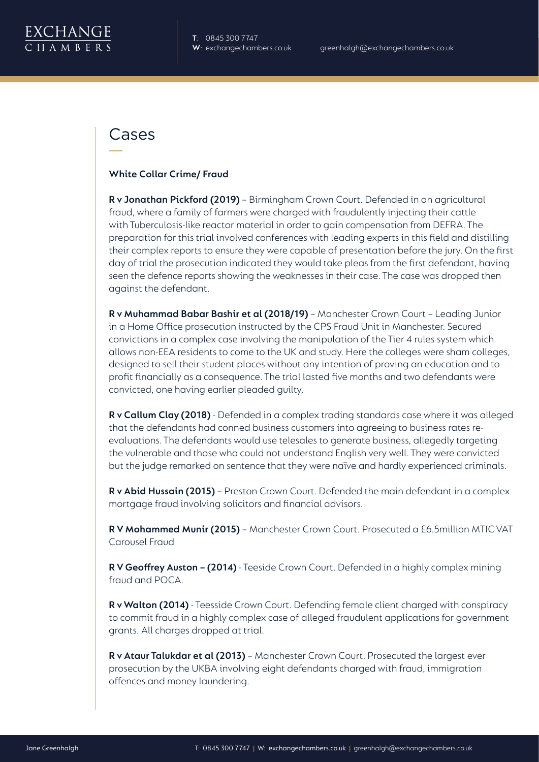# Cases

### White Collar Crime/ Fraud

**R v Jonathan Pickford (2019)** – Birmingham Crown Court. Defended in an agricultural fraud, where a family of farmers were charged with fraudulently injecting their cattle with Tuberculosis-like reactor material in order to gain compensation from DEFRA. The preparation for this trial involved conferences with leading experts in this field and distilling their complex reports to ensure they were capable of presentation before the jury. On the first day of trial the prosecution indicated they would take pleas from the first defendant, having seen the defence reports showing the weaknesses in their case. The case was dropped then against the defendant.

**R v Muhammad Babar Bashir et al (2018/19)** – Manchester Crown Court – Leading Junior in a Home Office prosecution instructed by the CPS Fraud Unit in Manchester. Secured convictions in a complex case involving the manipulation of the Tier 4 rules system which allows non-EEA residents to come to the UK and study. Here the colleges were sham colleges, designed to sell their student places without any intention of proving an education and to profit financially as a consequence. The trial lasted five months and two defendants were convicted, one having earlier pleaded guilty.

**R v Callum Clay (2018)** - Defended in a complex trading standards case where it was alleged that the defendants had conned business customers into agreeing to business rates re-evaluations. The defendants would use telesales to generate business, allegedly targeting the vulnerable and those who could not understand English very well. They were convicted but the judge remarked on sentence that they were naïve and hardly experienced criminals.

**R v Abid Hussain (2015)** – Preston Crown Court. Defended the main defendant in a complex mortgage fraud involving solicitors and financial advisors.

**R V Mohammed Munir (2015)** – Manchester Crown Court. Prosecuted a £6.5million MTIC VAT Carousel Fraud

**R V Geoffrey Auston – (2014)** - Teeside Crown Court. Defended in a highly complex mining fraud and POCA.

**R v Walton (2014)** - Teesside Crown Court. Defending female client charged with conspiracy to commit fraud in a highly complex case of alleged fraudulent applications for government grants. All charges dropped at trial.

**R v Ataur Talukdar et al (2013)** – Manchester Crown Court. Prosecuted the largest ever prosecution by the UKBA involving eight defendants charged with fraud, immigration offences and money laundering.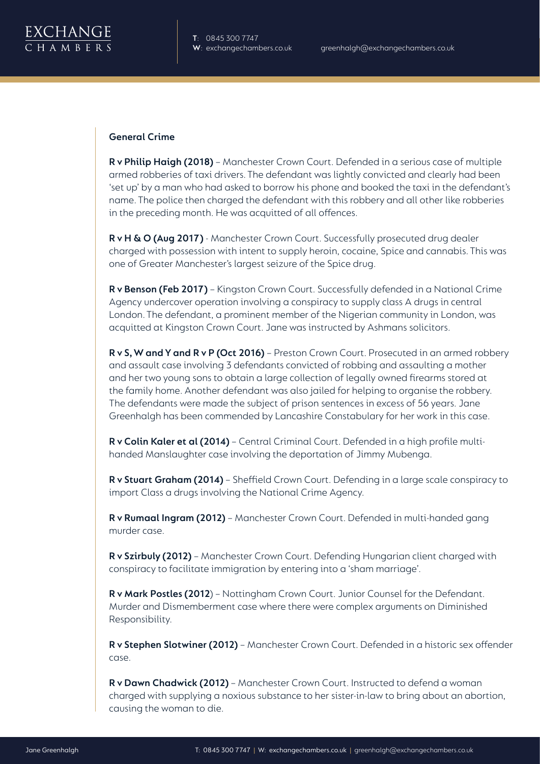**General Crime**

**R v Philip Haigh (2018)** – Manchester Crown Court. Defended in a serious case of multiple armed robberies of taxi drivers. The defendant was lightly convicted and clearly had been 'set up' by a man who had asked to borrow his phone and booked the taxi in the defendant's name. The police then charged the defendant with this robbery and all other like robberies in the preceding month. He was acquitted of all offences.

**R v H & O (Aug 2017)** - Manchester Crown Court. Successfully prosecuted drug dealer charged with possession with intent to supply heroin, cocaine, Spice and cannabis. This was one of Greater Manchester's largest seizure of the Spice drug.

**R v Benson (Feb 2017)** – Kingston Crown Court. Successfully defended in a National Crime Agency undercover operation involving a conspiracy to supply class A drugs in central London. The defendant, a prominent member of the Nigerian community in London, was acquitted at Kingston Crown Court. Jane was instructed by Ashmans solicitors.

**R v S, W and Y and R v P (Oct 2016)** – Preston Crown Court. Prosecuted in an armed robbery and assault case involving 3 defendants convicted of robbing and assaulting a mother and her two young sons to obtain a large collection of legally owned firearms stored at the family home. Another defendant was also jailed for helping to organise the robbery. The defendants were made the subject of prison sentences in excess of 56 years. Jane Greenhalgh has been commended by Lancashire Constabulary for her work in this case.

**R v Colin Kaler et al (2014)** – Central Criminal Court. Defended in a high profile multi-handed Manslaughter case involving the deportation of Jimmy Mubenga.

**R v Stuart Graham (2014)** – Sheffield Crown Court. Defending in a large scale conspiracy to import Class a drugs involving the National Crime Agency.

**R v Rumaal Ingram (2012)** – Manchester Crown Court. Defended in multi-handed gang murder case.

**R v Szirbuly (2012)** – Manchester Crown Court. Defending Hungarian client charged with conspiracy to facilitate immigration by entering into a 'sham marriage'.

**R v Mark Postles (2012**) – Nottingham Crown Court. Junior Counsel for the Defendant. Murder and Dismemberment case where there were complex arguments on Diminished Responsibility.

**R v Stephen Slotwiner (2012)** – Manchester Crown Court. Defended in a historic sex offender case.

**R v Dawn Chadwick (2012)** – Manchester Crown Court. Instructed to defend a woman charged with supplying a noxious substance to her sister-in-law to bring about an abortion, causing the woman to die.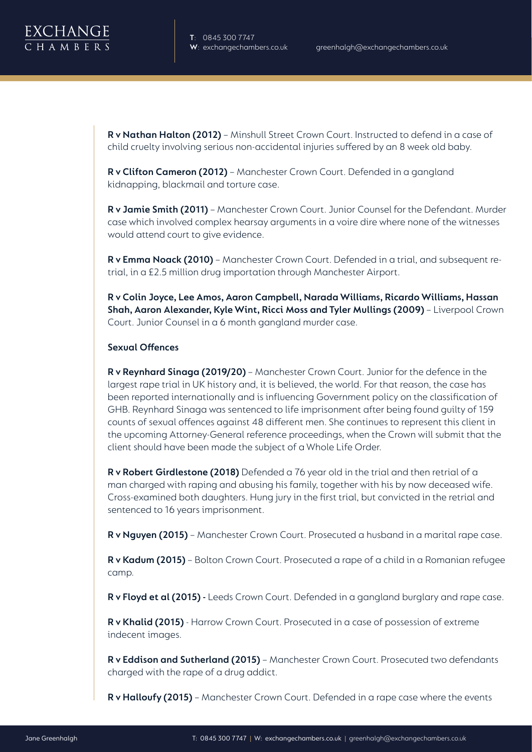**R v Nathan Halton (2012)** – Minshull Street Crown Court. Instructed to defend in a case of child cruelty involving serious non-accidental injuries suffered by an 8 week old baby.

**R v Clifton Cameron (2012)** – Manchester Crown Court. Defended in a gangland kidnapping, blackmail and torture case.

**R v Jamie Smith (2011)** – Manchester Crown Court. Junior Counsel for the Defendant. Murder case which involved complex hearsay arguments in a voire dire where none of the witnesses would attend court to give evidence.

**R v Emma Noack (2010)** – Manchester Crown Court. Defended in a trial, and subsequent re-trial, in a £2.5 million drug importation through Manchester Airport.

**R v Colin Joyce, Lee Amos, Aaron Campbell, Narada Williams, Ricardo Williams, Hassan Shah, Aaron Alexander, Kyle Wint, Ricci Moss and Tyler Mullings (2009)** – Liverpool Crown Court. Junior Counsel in a 6 month gangland murder case.

**Sexual Offences**

**R v Reynhard Sinaga (2019/20)** – Manchester Crown Court. Junior for the defence in the largest rape trial in UK history and, it is believed, the world. For that reason, the case has been reported internationally and is influencing Government policy on the classification of GHB. Reynhard Sinaga was sentenced to life imprisonment after being found guilty of 159 counts of sexual offences against 48 different men. She continues to represent this client in the upcoming Attorney-General reference proceedings, when the Crown will submit that the client should have been made the subject of a Whole Life Order.

**R v Robert Girdlestone (2018)** Defended a 76 year old in the trial and then retrial of a man charged with raping and abusing his family, together with his by now deceased wife. Cross-examined both daughters. Hung jury in the first trial, but convicted in the retrial and sentenced to 16 years imprisonment.

**R v Nguyen (2015)** – Manchester Crown Court. Prosecuted a husband in a marital rape case.

**R v Kadum (2015)** – Bolton Crown Court. Prosecuted a rape of a child in a Romanian refugee camp.

**R v Floyd et al (2015) -** Leeds Crown Court. Defended in a gangland burglary and rape case.

**R v Khalid (2015)** - Harrow Crown Court. Prosecuted in a case of possession of extreme indecent images.

**R v Eddison and Sutherland (2015)** – Manchester Crown Court. Prosecuted two defendants charged with the rape of a drug addict.

**R v Halloufy (2015)** – Manchester Crown Court. Defended in a rape case where the events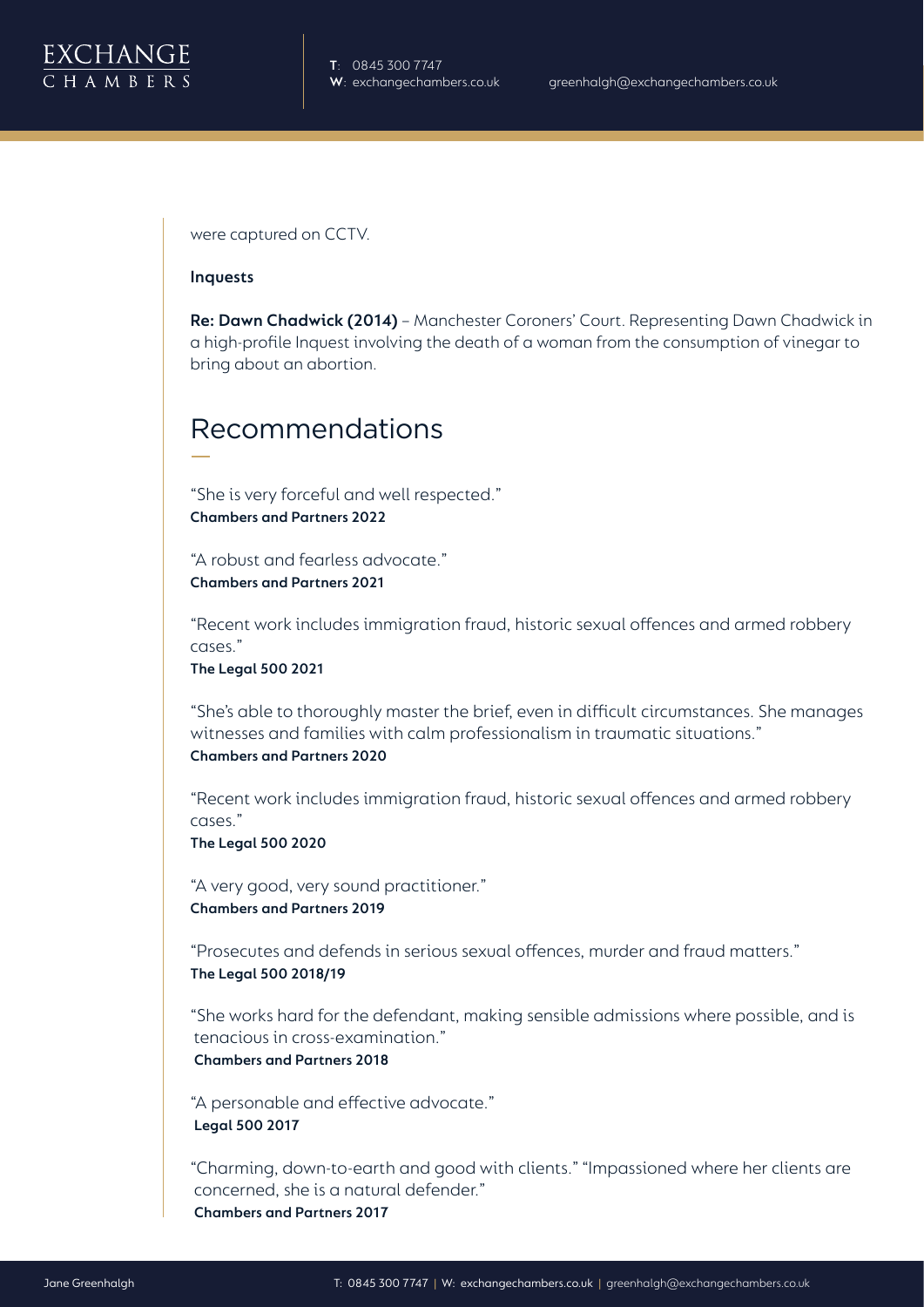were captured on CCTV.

**Inquests**

**Re: Dawn Chadwick (2014)** – Manchester Coroners' Court. Representing Dawn Chadwick in a high-profile Inquest involving the death of a woman from the consumption of vinegar to bring about an abortion.

## Recommendations

"She is very forceful and well respected."
**Chambers and Partners 2022**

"A robust and fearless advocate."
**Chambers and Partners 2021**

"Recent work includes immigration fraud, historic sexual offences and armed robbery cases."
**The Legal 500 2021**

"She's able to thoroughly master the brief, even in difficult circumstances. She manages witnesses and families with calm professionalism in traumatic situations."
**Chambers and Partners 2020**

"Recent work includes immigration fraud, historic sexual offences and armed robbery cases."
**The Legal 500 2020**

"A very good, very sound practitioner."
**Chambers and Partners 2019**

"Prosecutes and defends in serious sexual offences, murder and fraud matters."
**The Legal 500 2018/19**

"She works hard for the defendant, making sensible admissions where possible, and is tenacious in cross-examination."
**Chambers and Partners 2018**

"A personable and effective advocate."
**Legal 500 2017**

"Charming, down-to-earth and good with clients." "Impassioned where her clients are concerned, she is a natural defender."
**Chambers and Partners 2017**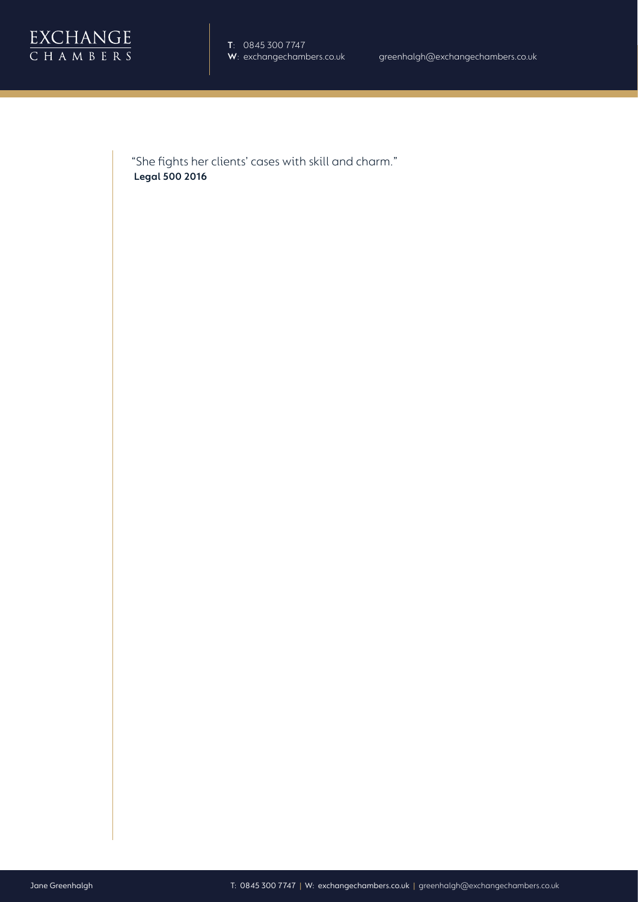"She fights her clients' cases with skill and charm."
**Legal 500 2016**